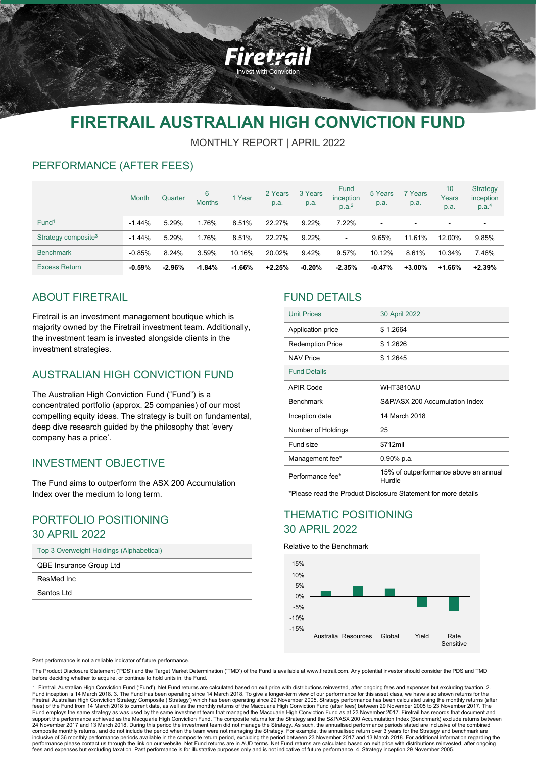# FIRETRAIL AUSTRALIAN HIGH CONVICTION FUND

MONTHLY REPORT | APRIL 2022

## PERFORMANCE (AFTER FEES)

| | Month | Quarter | 6 Months | 1 Year | 2 Years p.a. | 3 Years p.a. | Fund inception p.a.[2] | 5 Years p.a. | 7 Years p.a. | 10 Years p.a. | Strategy inception p.a.[4] |
|---|---|---|---|---|---|---|---|---|---|---|---|
| Fund[1] | -1.44% | 5.29% | 1.76% | 8.51% | 22.27% | 9.22% | 7.22% | - | - | - | - |
| Strategy composite[3] | -1.44% | 5.29% | 1.76% | 8.51% | 22.27% | 9.22% | - | 9.65% | 11.61% | 12.00% | 9.85% |
| Benchmark | -0.85% | 8.24% | 3.59% | 10.16% | 20.02% | 9.42% | 9.57% | 10.12% | 8.61% | 10.34% | 7.46% |
| Excess Return | **-0.59%** | **-2.96%** | **-1.84%** | **-1.66%** | **+2.25%** | **-0.20%** | **-2.35%** | **-0.47%** | **+3.00%** | **+1.66%** | **+2.39%** |

## ABOUT FIRETRAIL

Firetrail is an investment management boutique which is majority owned by the Firetrail investment team. Additionally, the investment team is invested alongside clients in the investment strategies.

## AUSTRALIAN HIGH CONVICTION FUND

The Australian High Conviction Fund ("Fund") is a concentrated portfolio (approx. 25 companies) of our most compelling equity ideas. The strategy is built on fundamental, deep dive research guided by the philosophy that 'every company has a price'.

## INVESTMENT OBJECTIVE

The Fund aims to outperform the ASX 200 Accumulation Index over the medium to long term.

## PORTFOLIO POSITIONING 30 APRIL 2022

| Top 3 Overweight Holdings (Alphabetical) |
|---|
| QBE Insurance Group Ltd |
| ResMed Inc |
| Santos Ltd |

## FUND DETAILS

| Unit Prices | 30 April 2022 |
|---|---|
| Application price | $ 1.2664 |
| Redemption Price | $ 1.2626 |
| NAV Price | $ 1.2645 |
| **Fund Details** | |
| APIR Code | WHT3810AU |
| Benchmark | S&P/ASX 200 Accumulation Index |
| Inception date | 14 March 2018 |
| Number of Holdings | 25 |
| Fund size | $712mil |
| Management fee* | 0.90% p.a. |
| Performance fee* | 15% of outperformance above an annual Hurdle |

*Please read the Product Disclosure Statement for more details

## THEMATIC POSITIONING 30 APRIL 2022

Relative to the Benchmark

Past performance is not a reliable indicator of future performance.

The Product Disclosure Statement ('PDS') and the Target Market Determination ('TMD') of the Fund is available at www.firetrail.com. Any potential investor should consider the PDS and TMD before deciding whether to acquire, or continue to hold units in, the Fund.

1. Firetrail Australian High Conviction Fund ('Fund'). Net Fund returns are calculated based on exit price with distributions reinvested, after ongoing fees and expenses but excluding taxation. 2. Fund inception is 14 March 2018. 3. The Fund has been operating since 14 March 2018. To give a longer-term view of our performance for this asset class, we have also shown returns for the Firetrail Australian High Conviction Strategy Composite ('Strategy') which has been operating since 29 November 2005. Strategy performance has been calculated using the monthly returns (after fees) of the Fund from 14 March 2018 to current date, as well as the monthly returns of the Macquarie High Conviction Fund (after fees) between 29 November 2005 to 23 November 2017. The Fund employs the same strategy as was used by the same investment team that managed the Macquarie High Conviction Fund as at 23 November 2017. Firetrail has records that document and support the performance achieved as the Macquarie High Conviction Fund. The composite returns for the Strategy and the S&P/ASX 200 Accumulation Index (Benchmark) exclude returns between 24 November 2017 and 13 March 2018. During this period the investment team did not manage the Strategy. As such, the annualised performance periods stated are inclusive of the combined composite monthly returns, and do not include the period when the team were not managing the Strategy. For example, the annualised return over 3 years for the Strategy and benchmark are inclusive of 36 monthly performance periods available in the composite return period, excluding the period between 23 November 2017 and 13 March 2018. For additional information regarding the performance please contact us through the link on our website. Net Fund returns are in AUD terms. Net Fund returns are calculated based on exit price with distributions reinvested, after ongoing fees and expenses but excluding taxation. Past performance is for illustrative purposes only and is not indicative of future performance. 4. Strategy inception 29 November 2005.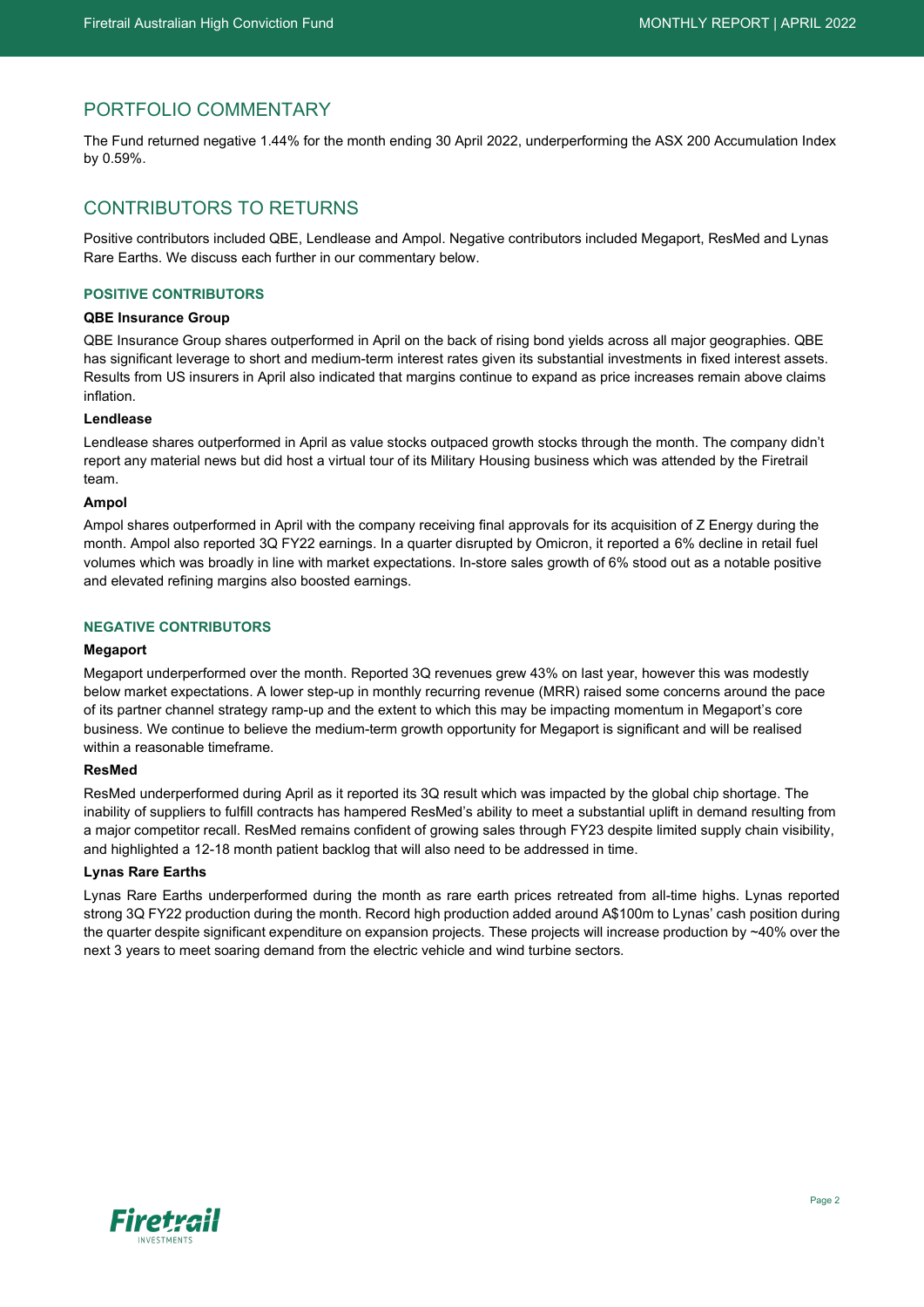## PORTFOLIO COMMENTARY

The Fund returned negative 1.44% for the month ending 30 April 2022, underperforming the ASX 200 Accumulation Index by 0.59%.

## CONTRIBUTORS TO RETURNS

Positive contributors included QBE, Lendlease and Ampol. Negative contributors included Megaport, ResMed and Lynas Rare Earths. We discuss each further in our commentary below.

### POSITIVE CONTRIBUTORS

**QBE Insurance Group**

QBE Insurance Group shares outperformed in April on the back of rising bond yields across all major geographies. QBE has significant leverage to short and medium-term interest rates given its substantial investments in fixed interest assets. Results from US insurers in April also indicated that margins continue to expand as price increases remain above claims inflation.

**Lendlease**

Lendlease shares outperformed in April as value stocks outpaced growth stocks through the month. The company didn't report any material news but did host a virtual tour of its Military Housing business which was attended by the Firetrail team.

**Ampol**

Ampol shares outperformed in April with the company receiving final approvals for its acquisition of Z Energy during the month. Ampol also reported 3Q FY22 earnings. In a quarter disrupted by Omicron, it reported a 6% decline in retail fuel volumes which was broadly in line with market expectations. In-store sales growth of 6% stood out as a notable positive and elevated refining margins also boosted earnings.

### NEGATIVE CONTRIBUTORS

**Megaport**

Megaport underperformed over the month. Reported 3Q revenues grew 43% on last year, however this was modestly below market expectations. A lower step-up in monthly recurring revenue (MRR) raised some concerns around the pace of its partner channel strategy ramp-up and the extent to which this may be impacting momentum in Megaport's core business. We continue to believe the medium-term growth opportunity for Megaport is significant and will be realised within a reasonable timeframe.

**ResMed**

ResMed underperformed during April as it reported its 3Q result which was impacted by the global chip shortage. The inability of suppliers to fulfill contracts has hampered ResMed's ability to meet a substantial uplift in demand resulting from a major competitor recall. ResMed remains confident of growing sales through FY23 despite limited supply chain visibility, and highlighted a 12-18 month patient backlog that will also need to be addressed in time.

**Lynas Rare Earths**

Lynas Rare Earths underperformed during the month as rare earth prices retreated from all-time highs. Lynas reported strong 3Q FY22 production during the month. Record high production added around A$100m to Lynas' cash position during the quarter despite significant expenditure on expansion projects. These projects will increase production by ~40% over the next 3 years to meet soaring demand from the electric vehicle and wind turbine sectors.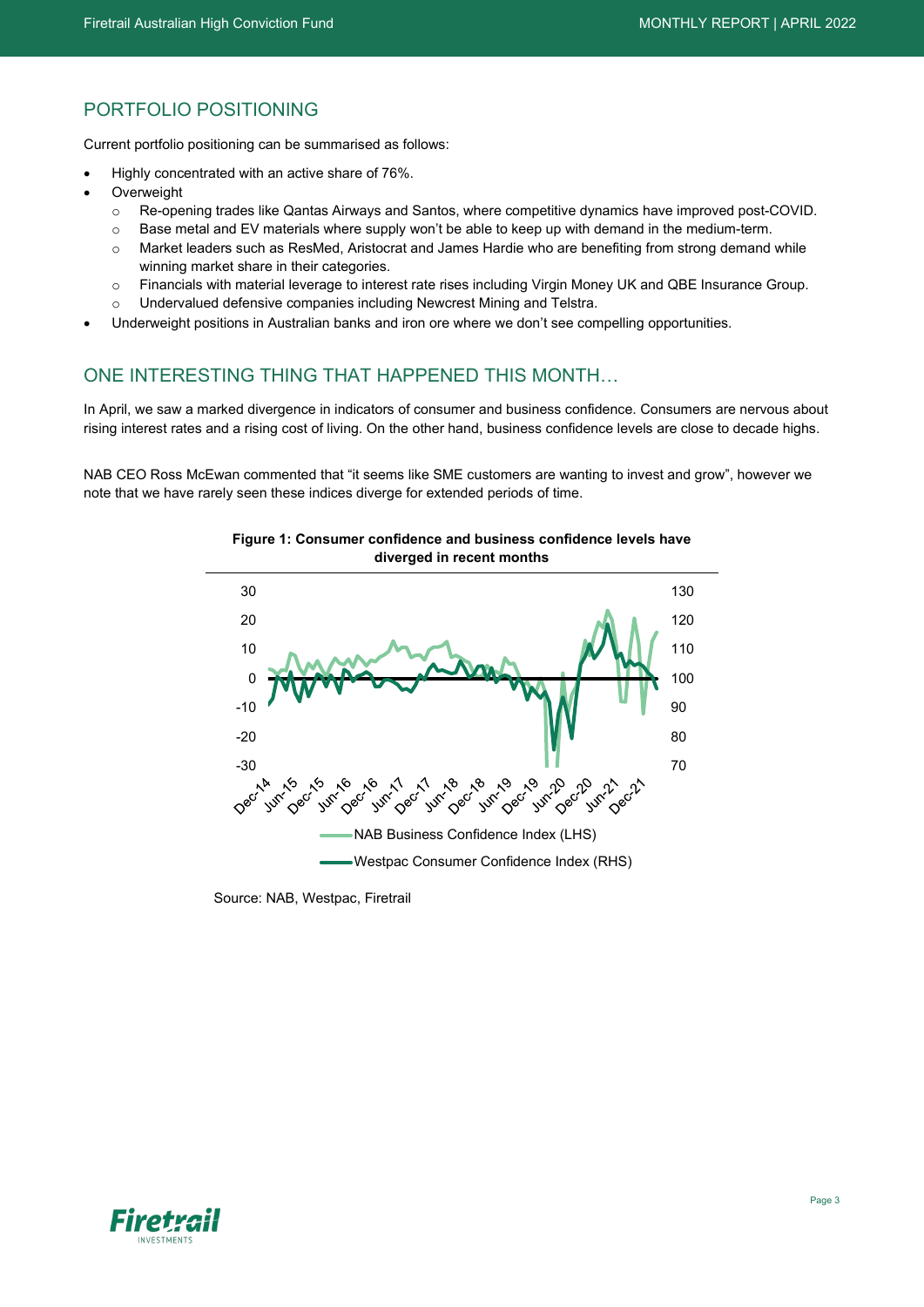## PORTFOLIO POSITIONING

Current portfolio positioning can be summarised as follows:

- Highly concentrated with an active share of 76%.
- Overweight
  - Re-opening trades like Qantas Airways and Santos, where competitive dynamics have improved post-COVID.
  - Base metal and EV materials where supply won't be able to keep up with demand in the medium-term.
  - Market leaders such as ResMed, Aristocrat and James Hardie who are benefiting from strong demand while winning market share in their categories.
  - Financials with material leverage to interest rate rises including Virgin Money UK and QBE Insurance Group.
  - Undervalued defensive companies including Newcrest Mining and Telstra.
- Underweight positions in Australian banks and iron ore where we don't see compelling opportunities.

## ONE INTERESTING THING THAT HAPPENED THIS MONTH…

In April, we saw a marked divergence in indicators of consumer and business confidence. Consumers are nervous about rising interest rates and a rising cost of living. On the other hand, business confidence levels are close to decade highs.

NAB CEO Ross McEwan commented that "it seems like SME customers are wanting to invest and grow", however we note that we have rarely seen these indices diverge for extended periods of time.

**Figure 1: Consumer confidence and business confidence levels have diverged in recent months**

Source: NAB, Westpac, Firetrail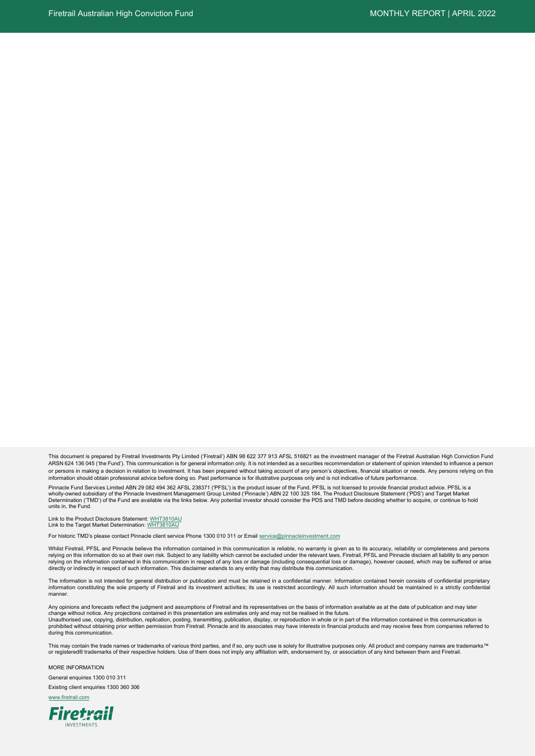This document is prepared by Firetrail Investments Pty Limited ('Firetrail') ABN 98 622 377 913 AFSL 516821 as the investment manager of the Firetrail Australian High Conviction Fund ARSN 624 136 045 ('the Fund'). This communication is for general information only. It is not intended as a securities recommendation or statement of opinion intended to influence a person or persons in making a decision in relation to investment. It has been prepared without taking account of any person's objectives, financial situation or needs. Any persons relying on this information should obtain professional advice before doing so. Past performance is for illustrative purposes only and is not indicative of future performance.

Pinnacle Fund Services Limited ABN 29 082 494 362 AFSL 238371 ('PFSL') is the product issuer of the Fund. PFSL is not licensed to provide financial product advice. PFSL is a wholly-owned subsidiary of the Pinnacle Investment Management Group Limited ('Pinnacle') ABN 22 100 325 184. The Product Disclosure Statement ('PDS') and Target Market Determination ('TMD') of the Fund are available via the links below. Any potential investor should consider the PDS and TMD before deciding whether to acquire, or continue to hold units in, the Fund.

Link to the Product Disclosure Statement: WHT3810AU
Link to the Target Market Determination: WHT3810AU

For historic TMD's please contact Pinnacle client service Phone 1300 010 311 or Email service@pinnacleinvestment.com

Whilst Firetrail, PFSL and Pinnacle believe the information contained in this communication is reliable, no warranty is given as to its accuracy, reliability or completeness and persons relying on this information do so at their own risk. Subject to any liability which cannot be excluded under the relevant laws, Firetrail, PFSL and Pinnacle disclaim all liability to any person relying on the information contained in this communication in respect of any loss or damage (including consequential loss or damage), however caused, which may be suffered or arise directly or indirectly in respect of such information. This disclaimer extends to any entity that may distribute this communication.

The information is not intended for general distribution or publication and must be retained in a confidential manner. Information contained herein consists of confidential proprietary information constituting the sole property of Firetrail and its investment activities; its use is restricted accordingly. All such information should be maintained in a strictly confidential manner.

Any opinions and forecasts reflect the judgment and assumptions of Firetrail and its representatives on the basis of information available as at the date of publication and may later change without notice. Any projections contained in this presentation are estimates only and may not be realised in the future.
Unauthorised use, copying, distribution, replication, posting, transmitting, publication, display, or reproduction in whole or in part of the information contained in this communication is prohibited without obtaining prior written permission from Firetrail. Pinnacle and its associates may have interests in financial products and may receive fees from companies referred to during this communication.

This may contain the trade names or trademarks of various third parties, and if so, any such use is solely for illustrative purposes only. All product and company names are trademarks™ or registered® trademarks of their respective holders. Use of them does not imply any affiliation with, endorsement by, or association of any kind between them and Firetrail.

MORE INFORMATION

General enquiries 1300 010 311

Existing client enquiries 1300 360 306

www.firetrail.com

Firetrail INVESTMENTS